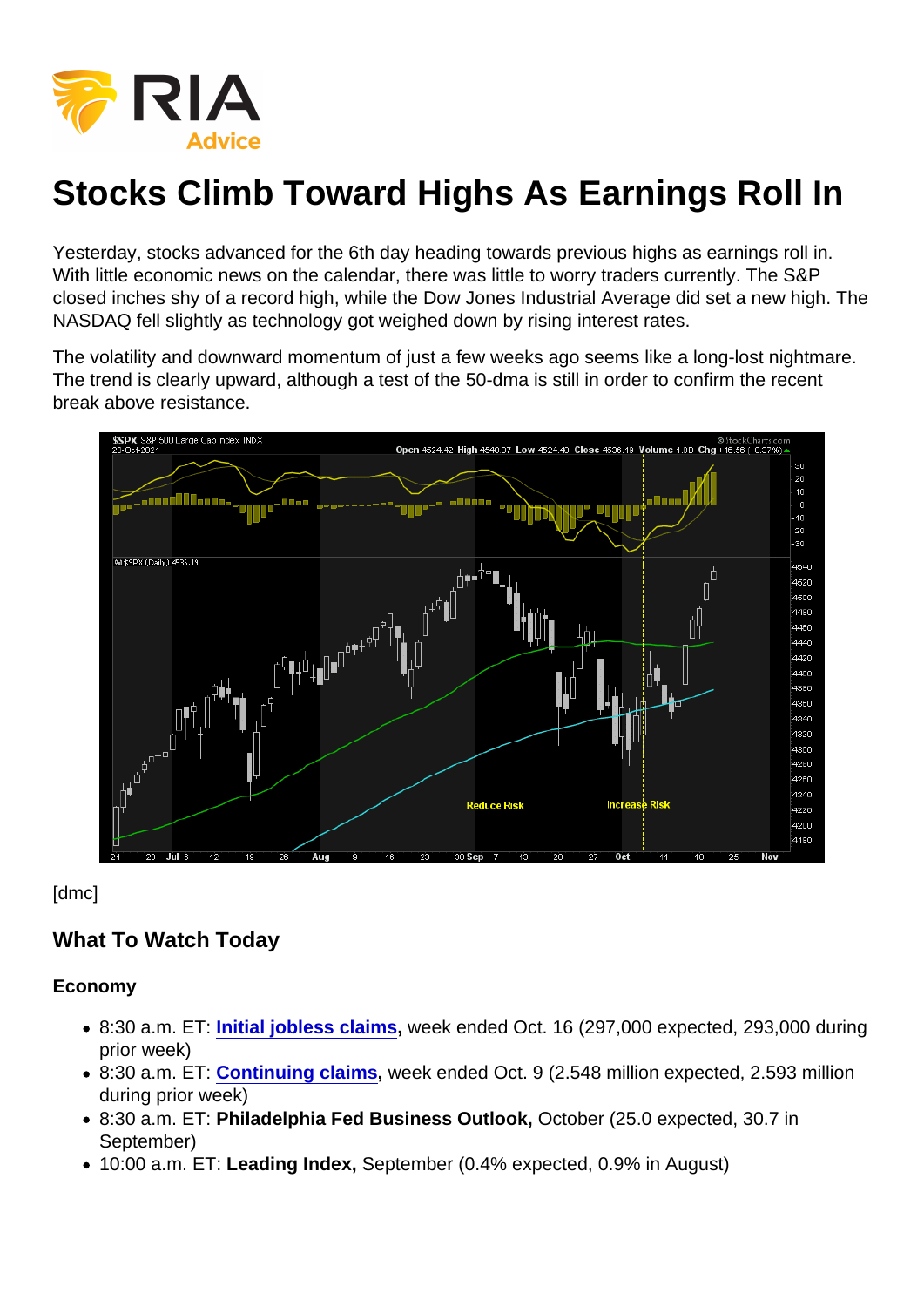# Stocks Climb Toward Highs As Earnings Roll In

Yesterday, stocks advanced for the 6th day heading towards previous highs as earnings roll in. With little economic news on the calendar, there was little to worry traders currently. The S&P closed inches shy of a record high, while the Dow Jones Industrial Average did set a new high. The NASDAQ fell slightly as technology got weighed down by rising interest rates.

The volatility and downward momentum of just a few weeks ago seems like a long-lost nightmare. The trend is clearly upward, although a test of the 50-dma is still in order to confirm the recent break above resistance.

[dmc]

## What To Watch Today

### Economy

- 8:30 a.m. ET: **Initial jobless claims,** week ended Oct. 16 (297,000 expected, 293,000 during prior week)
- 8:30 a.m. ET: **Continuing claims,** week ended Oct. 9 (2.548 million expected, 2.593 million during prior week)
- 8:30 a.m. ET: **Philadelphia Fed Business Outlook,** October (25.0 expected, 30.7 in September)
- 10:00 a.m. ET: **Leading Index,** September (0.4% expected, 0.9% in August)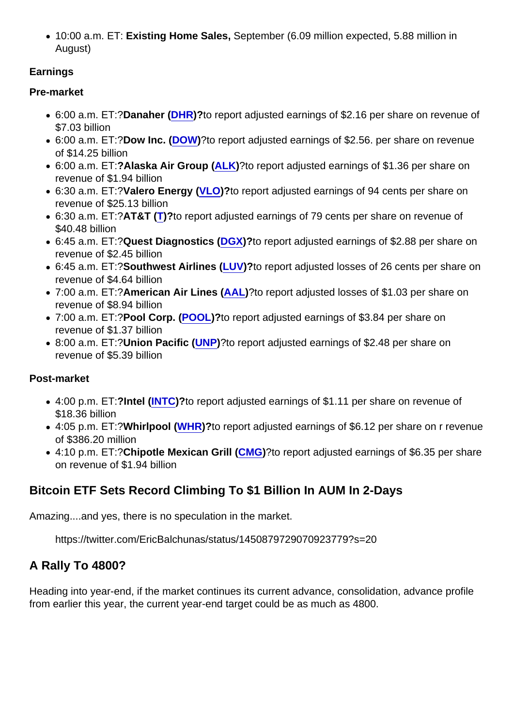- 10:00 a.m. ET: **Existing Home Sales,** September (6.09 million expected, 5.88 million in August)

**Earnings**

**Pre-market**

- 6:00 a.m. ET:?**Danaher (DHR)?**to report adjusted earnings of $2.16 per share on revenue of $7.03 billion
- 6:00 a.m. ET:?**Dow Inc. (DOW)**?to report adjusted earnings of $2.56. per share on revenue of $14.25 billion
- 6:00 a.m. ET:**?Alaska Air Group (ALK)**?to report adjusted earnings of $1.36 per share on revenue of $1.94 billion
- 6:30 a.m. ET:?**Valero Energy (VLO)?**to report adjusted earnings of 94 cents per share on revenue of $25.13 billion
- 6:30 a.m. ET:?**AT&T (T)?**to report adjusted earnings of 79 cents per share on revenue of $40.48 billion
- 6:45 a.m. ET:?**Quest Diagnostics (DGX)?**to report adjusted earnings of $2.88 per share on revenue of $2.45 billion
- 6:45 a.m. ET:?**Southwest Airlines (LUV)?**to report adjusted losses of 26 cents per share on revenue of $4.64 billion
- 7:00 a.m. ET:?**American Air Lines (AAL)**?to report adjusted losses of $1.03 per share on revenue of $8.94 billion
- 7:00 a.m. ET:?**Pool Corp. (POOL)?**to report adjusted earnings of $3.84 per share on revenue of $1.37 billion
- 8:00 a.m. ET:?**Union Pacific (UNP)**?to report adjusted earnings of $2.48 per share on revenue of $5.39 billion

**Post-market**

- 4:00 p.m. ET:**?Intel (INTC)?**to report adjusted earnings of $1.11 per share on revenue of $18.36 billion
- 4:05 p.m. ET:?**Whirlpool (WHR)?**to report adjusted earnings of $6.12 per share on r revenue of $386.20 million
- 4:10 p.m. ET:?**Chipotle Mexican Grill (CMG)**?to report adjusted earnings of $6.35 per share on revenue of $1.94 billion

## Bitcoin ETF Sets Record Climbing To $1 Billion In AUM In 2-Days

Amazing....and yes, there is no speculation in the market.

> https://twitter.com/EricBalchunas/status/1450879729070923779?s=20

## A Rally To 4800?

Heading into year-end, if the market continues its current advance, consolidation, advance profile from earlier this year, the current year-end target could be as much as 4800.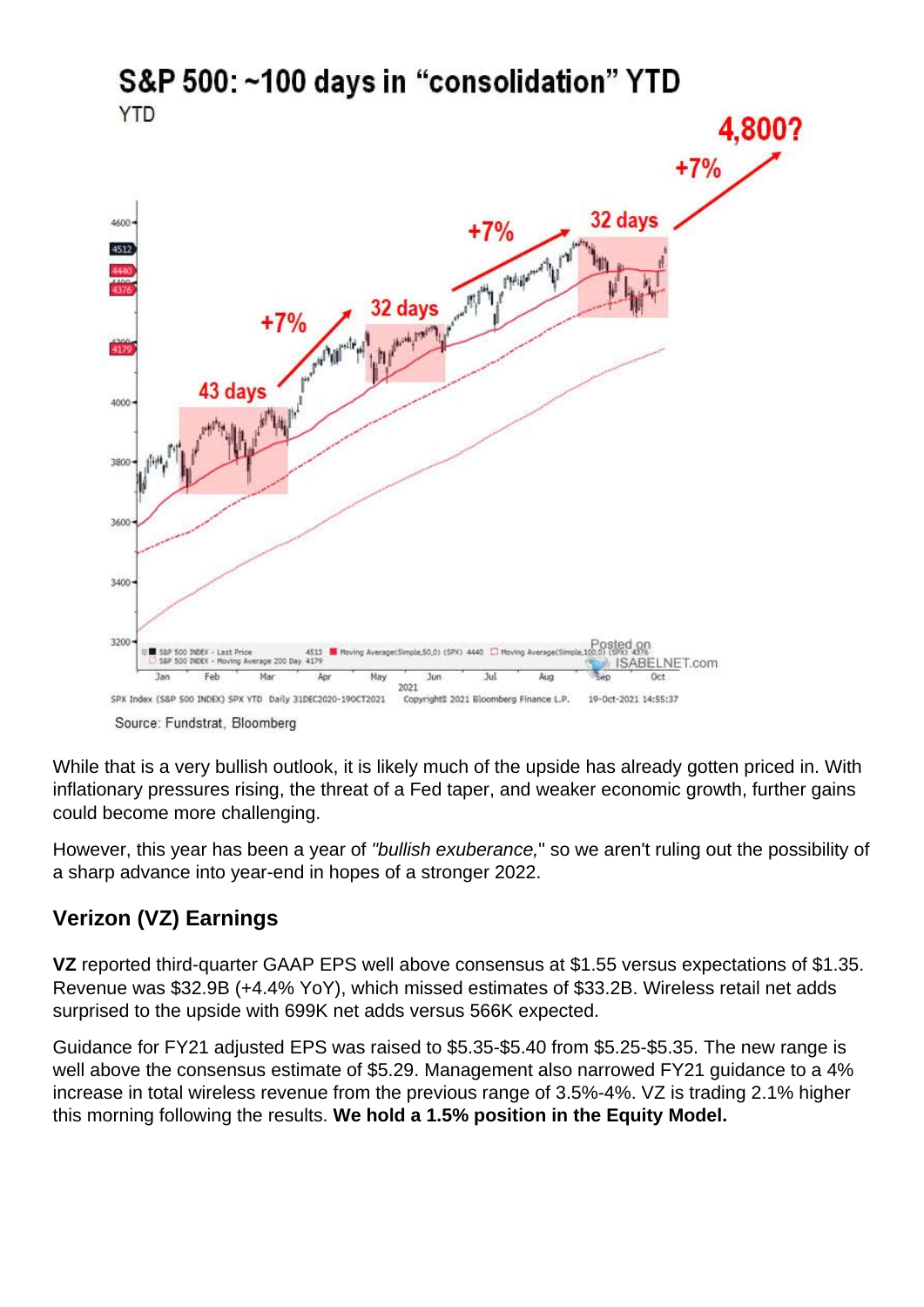S&P 500: ~100 days in "consolidation" YTD

YTD

Source: Fundstrat, Bloomberg

While that is a very bullish outlook, it is likely much of the upside has already gotten priced in. With inflationary pressures rising, the threat of a Fed taper, and weaker economic growth, further gains could become more challenging.

However, this year has been a year of *"bullish exuberance,"* so we aren't ruling out the possibility of a sharp advance into year-end in hopes of a stronger 2022.

## Verizon (VZ) Earnings

**VZ** reported third-quarter GAAP EPS well above consensus at $1.55 versus expectations of $1.35. Revenue was $32.9B (+4.4% YoY), which missed estimates of $33.2B. Wireless retail net adds surprised to the upside with 699K net adds versus 566K expected.

Guidance for FY21 adjusted EPS was raised to $5.35-$5.40 from $5.25-$5.35. The new range is well above the consensus estimate of $5.29. Management also narrowed FY21 guidance to a 4% increase in total wireless revenue from the previous range of 3.5%-4%. VZ is trading 2.1% higher this morning following the results. **We hold a 1.5% position in the Equity Model.**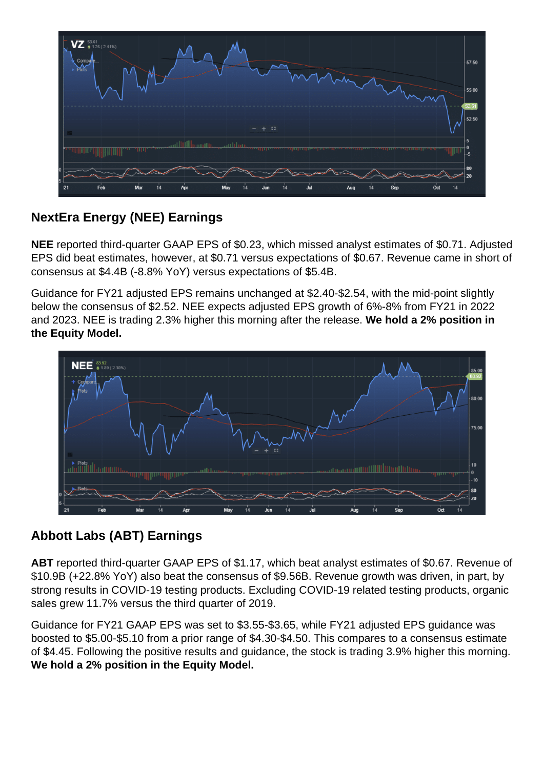## NextEra Energy (NEE) Earnings

**NEE** reported third-quarter GAAP EPS of $0.23, which missed analyst estimates of $0.71. Adjusted EPS did beat estimates, however, at $0.71 versus expectations of $0.67. Revenue came in short of consensus at $4.4B (-8.8% YoY) versus expectations of $5.4B.

Guidance for FY21 adjusted EPS remains unchanged at $2.40-$2.54, with the mid-point slightly below the consensus of $2.52. NEE expects adjusted EPS growth of 6%-8% from FY21 in 2022 and 2023. NEE is trading 2.3% higher this morning after the release. **We hold a 2% position in the Equity Model.**

## Abbott Labs (ABT) Earnings

**ABT** reported third-quarter GAAP EPS of $1.17, which beat analyst estimates of $0.67. Revenue of $10.9B (+22.8% YoY) also beat the consensus of $9.56B. Revenue growth was driven, in part, by strong results in COVID-19 testing products. Excluding COVID-19 related testing products, organic sales grew 11.7% versus the third quarter of 2019.

Guidance for FY21 GAAP EPS was set to $3.55-$3.65, while FY21 adjusted EPS guidance was boosted to $5.00-$5.10 from a prior range of $4.30-$4.50. This compares to a consensus estimate of $4.45. Following the positive results and guidance, the stock is trading 3.9% higher this morning. **We hold a 2% position in the Equity Model.**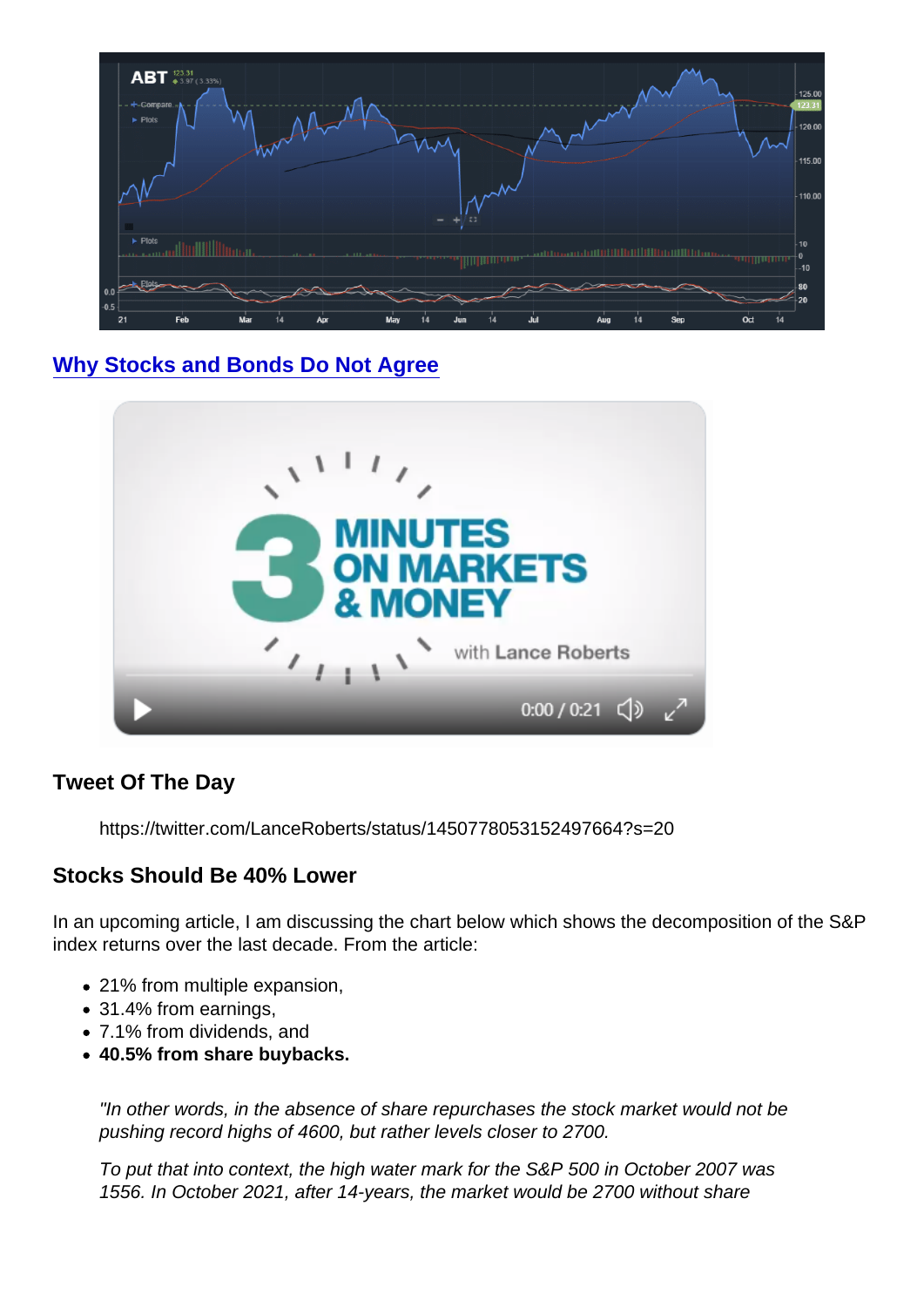[Why Stocks and Bonds Do Not Agree](#)

### Tweet Of The Day

https://twitter.com/LanceRoberts/status/1450778053152497664?s=20

### Stocks Should Be 40% Lower

In an upcoming article, I am discussing the chart below which shows the decomposition of the S&P index returns over the last decade. From the article:

- 21% from multiple expansion,
- 31.4% from earnings,
- 7.1% from dividends, and
- **40.5% from share buybacks.**

> *"In other words, in the absence of share repurchases the stock market would not be pushing record highs of 4600, but rather levels closer to 2700.*
>
> *To put that into context, the high water mark for the S&P 500 in October 2007 was 1556. In October 2021, after 14-years, the market would be 2700 without share*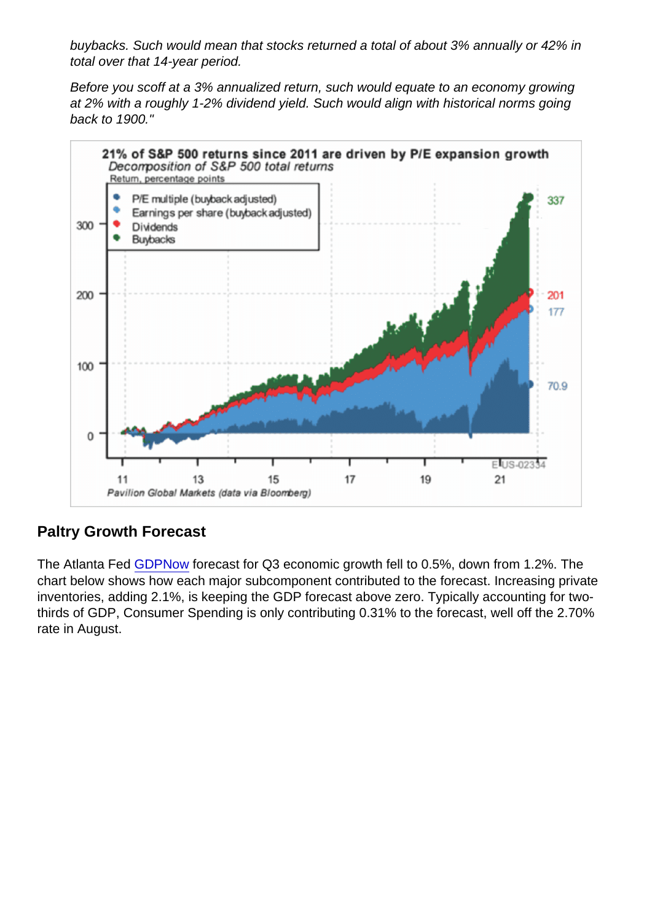*buybacks. Such would mean that stocks returned a total of about 3% annually or 42% in total over that 14-year period.*

*Before you scoff at a 3% annualized return, such would equate to an economy growing at 2% with a roughly 1-2% dividend yield. Such would align with historical norms going back to 1900."*

## Paltry Growth Forecast

The Atlanta Fed GDPNow forecast for Q3 economic growth fell to 0.5%, down from 1.2%. The chart below shows how each major subcomponent contributed to the forecast. Increasing private inventories, adding 2.1%, is keeping the GDP forecast above zero. Typically accounting for two-thirds of GDP, Consumer Spending is only contributing 0.31% to the forecast, well off the 2.70% rate in August.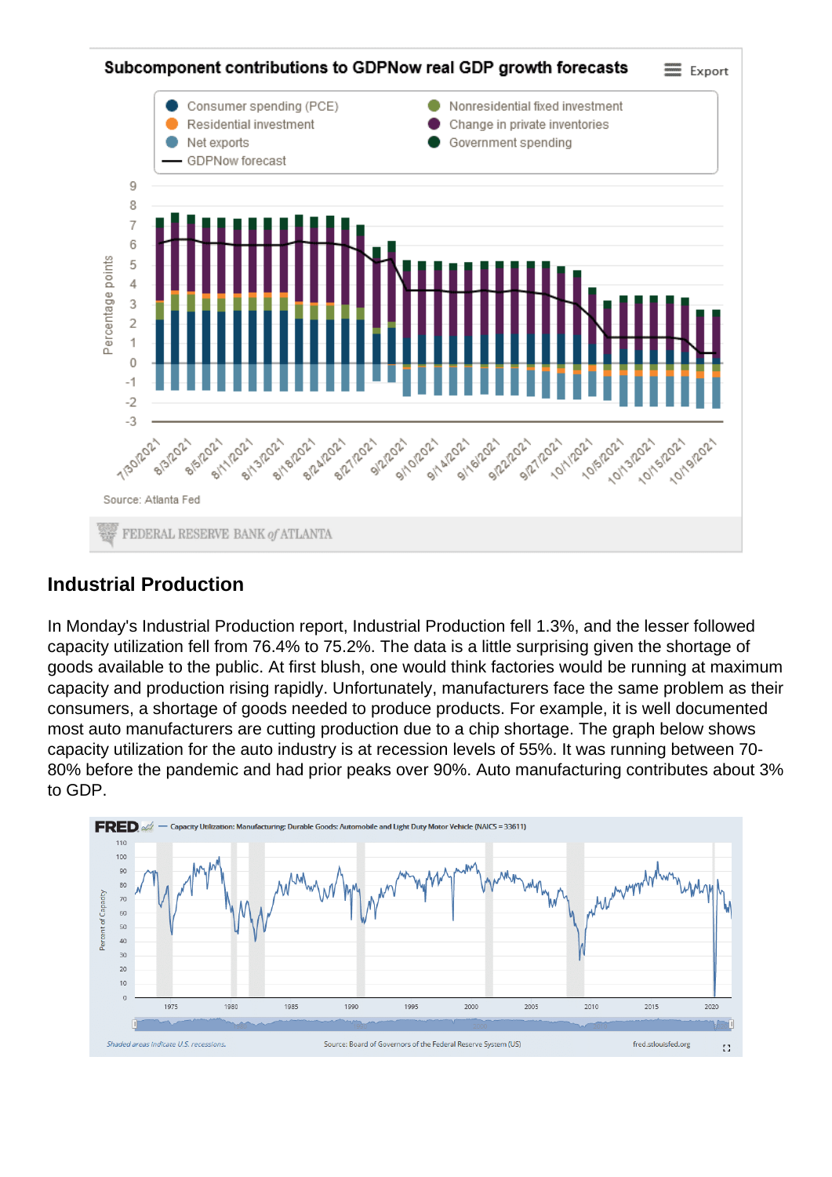Subcomponent contributions to GDPNow real GDP growth forecasts

Export

Consumer spending (PCE)
Residential investment
Net exports
GDPNow forecast
Nonresidential fixed investment
Change in private inventories
Government spending

Percentage points

9
8
7
6
5
4
3
2
1
0
-1
-2
-3

7/30/2021
8/3/2021
8/5/2021
8/11/2021
8/13/2021
8/18/2021
8/24/2021
8/27/2021
9/2/2021
9/10/2021
9/14/2021
9/16/2021
9/22/2021
9/27/2021
10/1/2021
10/5/2021
10/13/2021
10/15/2021
10/19/2021

Source: Atlanta Fed

FEDERAL RESERVE BANK of ATLANTA

## Industrial Production

In Monday's Industrial Production report, Industrial Production fell 1.3%, and the lesser followed capacity utilization fell from 76.4% to 75.2%. The data is a little surprising given the shortage of goods available to the public. At first blush, one would think factories would be running at maximum capacity and production rising rapidly. Unfortunately, manufacturers face the same problem as their consumers, a shortage of goods needed to produce products. For example, it is well documented most auto manufacturers are cutting production due to a chip shortage. The graph below shows capacity utilization for the auto industry is at recession levels of 55%. It was running between 70-80% before the pandemic and had prior peaks over 90%. Auto manufacturing contributes about 3% to GDP.

FRED — Capacity Utilization: Manufacturing: Durable Goods: Automobile and Light Duty Motor Vehicle (NAICS = 33611)

Percent of Capacity

110
100
90
80
70
60
50
40
30
20
10
0

1975
1980
1985
1990
1995
2000
2005
2010
2015
2020

Shaded areas indicate U.S. recessions.

Source: Board of Governors of the Federal Reserve System (US)

fred.stlouisfed.org